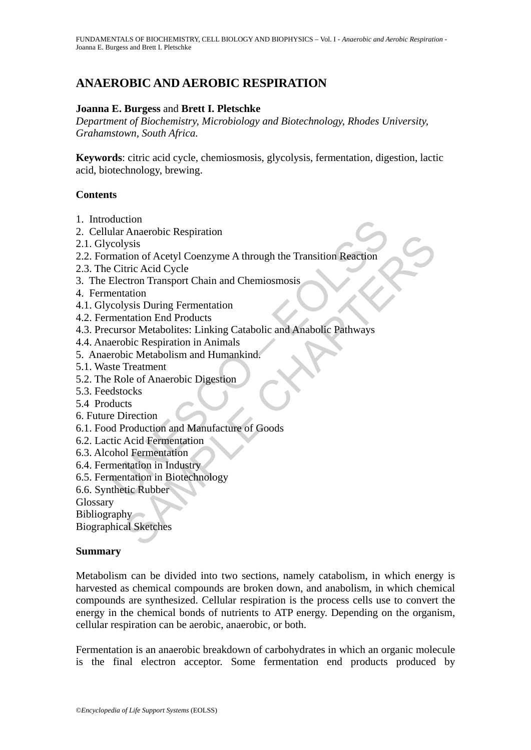# ANAEROBIC AND AEROBIC RESPIRATION

**Joanna E. Burgess** and **Brett I. Pletschke**

*Department of Biochemistry, Microbiology and Biotechnology, Rhodes University, Grahamstown, South Africa.*

**Keywords**: citric acid cycle, chemiosmosis, glycolysis, fermentation, digestion, lactic acid, biotechnology, brewing.

**Contents**

1. Introduction
2. Cellular Anaerobic Respiration
2.1. Glycolysis
2.2. Formation of Acetyl Coenzyme A through the Transition Reaction
2.3. The Citric Acid Cycle
3. The Electron Transport Chain and Chemiosmosis
4. Fermentation
4.1. Glycolysis During Fermentation
4.2. Fermentation End Products
4.3. Precursor Metabolites: Linking Catabolic and Anabolic Pathways
4.4. Anaerobic Respiration in Animals
5. Anaerobic Metabolism and Humankind.
5.1. Waste Treatment
5.2. The Role of Anaerobic Digestion
5.3. Feedstocks
5.4 Products
6. Future Direction
6.1. Food Production and Manufacture of Goods
6.2. Lactic Acid Fermentation
6.3. Alcohol Fermentation
6.4. Fermentation in Industry
6.5. Fermentation in Biotechnology
6.6. Synthetic Rubber

Glossary
Bibliography
Biographical Sketches

**Summary**

Metabolism can be divided into two sections, namely catabolism, in which energy is harvested as chemical compounds are broken down, and anabolism, in which chemical compounds are synthesized. Cellular respiration is the process cells use to convert the energy in the chemical bonds of nutrients to ATP energy. Depending on the organism, cellular respiration can be aerobic, anaerobic, or both.

Fermentation is an anaerobic breakdown of carbohydrates in which an organic molecule is the final electron acceptor. Some fermentation end products produced by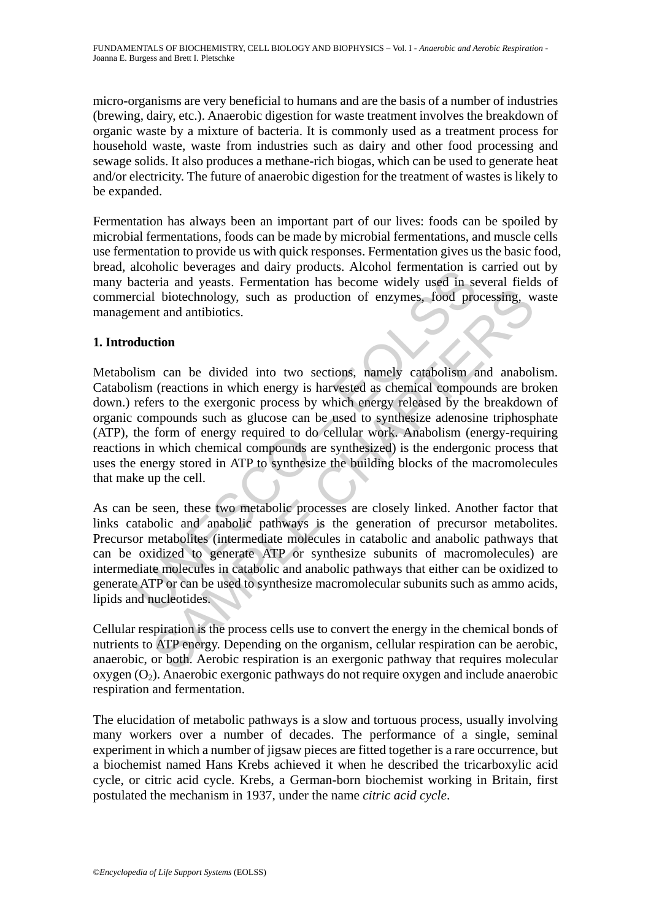micro-organisms are very beneficial to humans and are the basis of a number of industries (brewing, dairy, etc.). Anaerobic digestion for waste treatment involves the breakdown of organic waste by a mixture of bacteria. It is commonly used as a treatment process for household waste, waste from industries such as dairy and other food processing and sewage solids. It also produces a methane-rich biogas, which can be used to generate heat and/or electricity. The future of anaerobic digestion for the treatment of wastes is likely to be expanded.

Fermentation has always been an important part of our lives: foods can be spoiled by microbial fermentations, foods can be made by microbial fermentations, and muscle cells use fermentation to provide us with quick responses. Fermentation gives us the basic food, bread, alcoholic beverages and dairy products. Alcohol fermentation is carried out by many bacteria and yeasts. Fermentation has become widely used in several fields of commercial biotechnology, such as production of enzymes, food processing, waste management and antibiotics.

## 1. Introduction

Metabolism can be divided into two sections, namely catabolism and anabolism. Catabolism (reactions in which energy is harvested as chemical compounds are broken down.) refers to the exergonic process by which energy released by the breakdown of organic compounds such as glucose can be used to synthesize adenosine triphosphate (ATP), the form of energy required to do cellular work. Anabolism (energy-requiring reactions in which chemical compounds are synthesized) is the endergonic process that uses the energy stored in ATP to synthesize the building blocks of the macromolecules that make up the cell.

As can be seen, these two metabolic processes are closely linked. Another factor that links catabolic and anabolic pathways is the generation of precursor metabolites. Precursor metabolites (intermediate molecules in catabolic and anabolic pathways that can be oxidized to generate ATP or synthesize subunits of macromolecules) are intermediate molecules in catabolic and anabolic pathways that either can be oxidized to generate ATP or can be used to synthesize macromolecular subunits such as ammo acids, lipids and nucleotides.

Cellular respiration is the process cells use to convert the energy in the chemical bonds of nutrients to ATP energy. Depending on the organism, cellular respiration can be aerobic, anaerobic, or both. Aerobic respiration is an exergonic pathway that requires molecular oxygen ($O_2$). Anaerobic exergonic pathways do not require oxygen and include anaerobic respiration and fermentation.

The elucidation of metabolic pathways is a slow and tortuous process, usually involving many workers over a number of decades. The performance of a single, seminal experiment in which a number of jigsaw pieces are fitted together is a rare occurrence, but a biochemist named Hans Krebs achieved it when he described the tricarboxylic acid cycle, or citric acid cycle. Krebs, a German-born biochemist working in Britain, first postulated the mechanism in 1937, under the name *citric acid cycle*.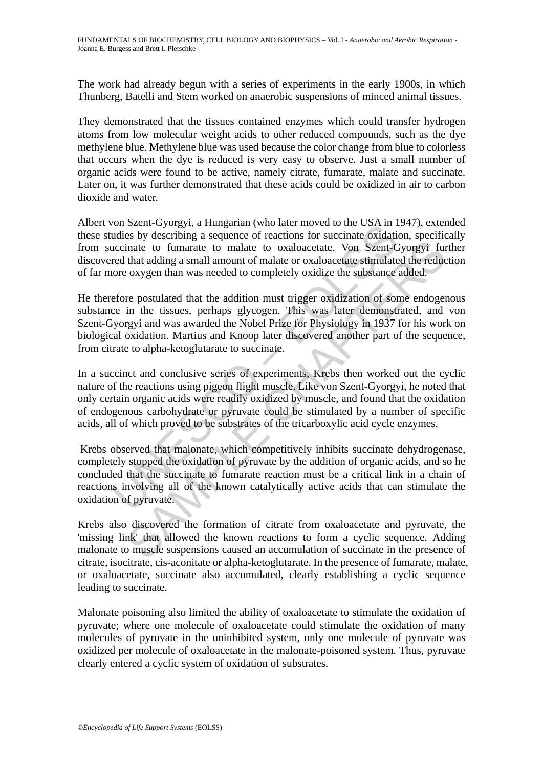The work had already begun with a series of experiments in the early 1900s, in which Thunberg, Batelli and Stem worked on anaerobic suspensions of minced animal tissues.

They demonstrated that the tissues contained enzymes which could transfer hydrogen atoms from low molecular weight acids to other reduced compounds, such as the dye methylene blue. Methylene blue was used because the color change from blue to colorless that occurs when the dye is reduced is very easy to observe. Just a small number of organic acids were found to be active, namely citrate, fumarate, malate and succinate. Later on, it was further demonstrated that these acids could be oxidized in air to carbon dioxide and water.

Albert von Szent-Gyorgyi, a Hungarian (who later moved to the USA in 1947), extended these studies by describing a sequence of reactions for succinate oxidation, specifically from succinate to fumarate to malate to oxaloacetate. Von Szent-Gyorgyi further discovered that adding a small amount of malate or oxaloacetate stimulated the reduction of far more oxygen than was needed to completely oxidize the substance added.

He therefore postulated that the addition must trigger oxidization of some endogenous substance in the tissues, perhaps glycogen. This was later demonstrated, and von Szent-Gyorgyi and was awarded the Nobel Prize for Physiology in 1937 for his work on biological oxidation. Martius and Knoop later discovered another part of the sequence, from citrate to alpha-ketoglutarate to succinate.

In a succinct and conclusive series of experiments, Krebs then worked out the cyclic nature of the reactions using pigeon flight muscle. Like von Szent-Gyorgyi, he noted that only certain organic acids were readily oxidized by muscle, and found that the oxidation of endogenous carbohydrate or pyruvate could be stimulated by a number of specific acids, all of which proved to be substrates of the tricarboxylic acid cycle enzymes.

Krebs observed that malonate, which competitively inhibits succinate dehydrogenase, completely stopped the oxidation of pyruvate by the addition of organic acids, and so he concluded that the succinate to fumarate reaction must be a critical link in a chain of reactions involving all of the known catalytically active acids that can stimulate the oxidation of pyruvate.

Krebs also discovered the formation of citrate from oxaloacetate and pyruvate, the 'missing link' that allowed the known reactions to form a cyclic sequence. Adding malonate to muscle suspensions caused an accumulation of succinate in the presence of citrate, isocitrate, cis-aconitate or alpha-ketoglutarate. In the presence of fumarate, malate, or oxaloacetate, succinate also accumulated, clearly establishing a cyclic sequence leading to succinate.

Malonate poisoning also limited the ability of oxaloacetate to stimulate the oxidation of pyruvate; where one molecule of oxaloacetate could stimulate the oxidation of many molecules of pyruvate in the uninhibited system, only one molecule of pyruvate was oxidized per molecule of oxaloacetate in the malonate-poisoned system. Thus, pyruvate clearly entered a cyclic system of oxidation of substrates.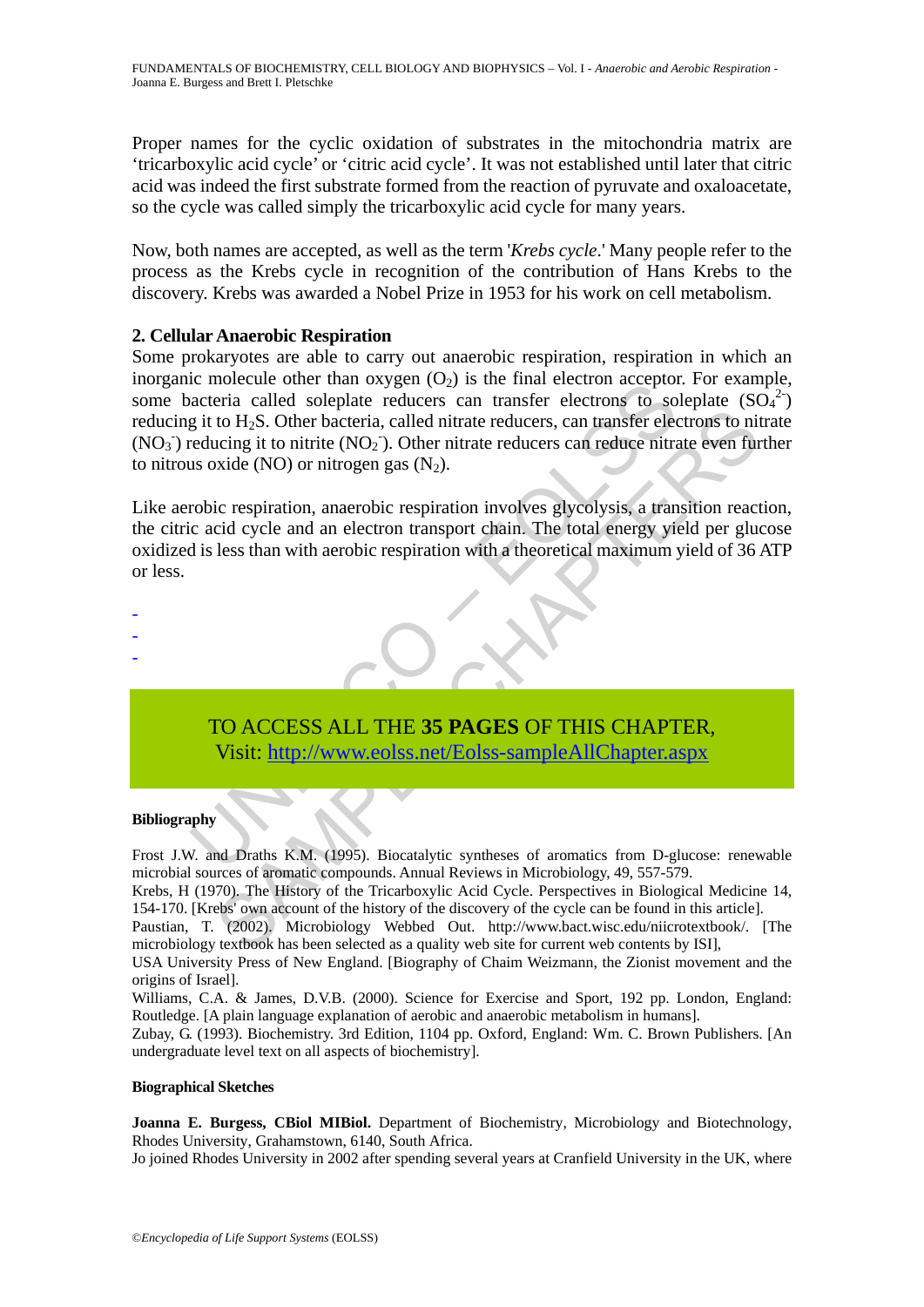Proper names for the cyclic oxidation of substrates in the mitochondria matrix are 'tricarboxylic acid cycle' or 'citric acid cycle'. It was not established until later that citric acid was indeed the first substrate formed from the reaction of pyruvate and oxaloacetate, so the cycle was called simply the tricarboxylic acid cycle for many years.

Now, both names are accepted, as well as the term '*Krebs cycle*.' Many people refer to the process as the Krebs cycle in recognition of the contribution of Hans Krebs to the discovery. Krebs was awarded a Nobel Prize in 1953 for his work on cell metabolism.

### 2. Cellular Anaerobic Respiration

Some prokaryotes are able to carry out anaerobic respiration, respiration in which an inorganic molecule other than oxygen ($O_2$) is the final electron acceptor. For example, some bacteria called soleplate reducers can transfer electrons to soleplate ($SO_4^{2-}$) reducing it to $H_2S$. Other bacteria, called nitrate reducers, can transfer electrons to nitrate ($NO_3^-$) reducing it to nitrite ($NO_2^-$). Other nitrate reducers can reduce nitrate even further to nitrous oxide (NO) or nitrogen gas ($N_2$).

Like aerobic respiration, anaerobic respiration involves glycolysis, a transition reaction, the citric acid cycle and an electron transport chain. The total energy yield per glucose oxidized is less than with aerobic respiration with a theoretical maximum yield of 36 ATP or less.

-
-
-

TO ACCESS ALL THE **35 PAGES** OF THIS CHAPTER,
Visit: http://www.eolss.net/Eolss-sampleAllChapter.aspx

#### Bibliography

Frost J.W. and Draths K.M. (1995). Biocatalytic syntheses of aromatics from D-glucose: renewable microbial sources of aromatic compounds. Annual Reviews in Microbiology, 49, 557-579.

Krebs, H (1970). The History of the Tricarboxylic Acid Cycle. Perspectives in Biological Medicine 14, 154-170. [Krebs' own account of the history of the discovery of the cycle can be found in this article].

Paustian, T. (2002). Microbiology Webbed Out. http://www.bact.wisc.edu/niicrotextbook/. [The microbiology textbook has been selected as a quality web site for current web contents by ISI],

USA University Press of New England. [Biography of Chaim Weizmann, the Zionist movement and the origins of Israel].

Williams, C.A. & James, D.V.B. (2000). Science for Exercise and Sport, 192 pp. London, England: Routledge. [A plain language explanation of aerobic and anaerobic metabolism in humans].

Zubay, G. (1993). Biochemistry. 3rd Edition, 1104 pp. Oxford, England: Wm. C. Brown Publishers. [An undergraduate level text on all aspects of biochemistry].

#### Biographical Sketches

**Joanna E. Burgess, CBiol MIBiol.** Department of Biochemistry, Microbiology and Biotechnology, Rhodes University, Grahamstown, 6140, South Africa.

Jo joined Rhodes University in 2002 after spending several years at Cranfield University in the UK, where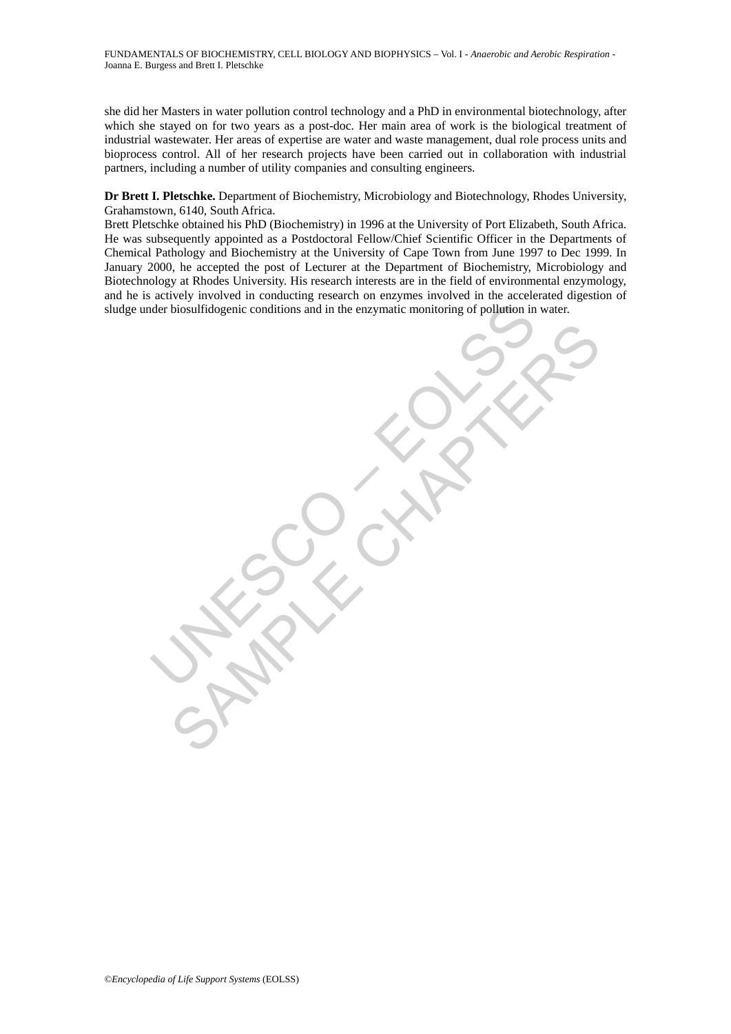she did her Masters in water pollution control technology and a PhD in environmental biotechnology, after which she stayed on for two years as a post-doc. Her main area of work is the biological treatment of industrial wastewater. Her areas of expertise are water and waste management, dual role process units and bioprocess control. All of her research projects have been carried out in collaboration with industrial partners, including a number of utility companies and consulting engineers.

**Dr Brett I. Pletschke.** Department of Biochemistry, Microbiology and Biotechnology, Rhodes University, Grahamstown, 6140, South Africa.
Brett Pletschke obtained his PhD (Biochemistry) in 1996 at the University of Port Elizabeth, South Africa. He was subsequently appointed as a Postdoctoral Fellow/Chief Scientific Officer in the Departments of Chemical Pathology and Biochemistry at the University of Cape Town from June 1997 to Dec 1999. In January 2000, he accepted the post of Lecturer at the Department of Biochemistry, Microbiology and Biotechnology at Rhodes University. His research interests are in the field of environmental enzymology, and he is actively involved in conducting research on enzymes involved in the accelerated digestion of sludge under biosulfidogenic conditions and in the enzymatic monitoring of pollution in water.